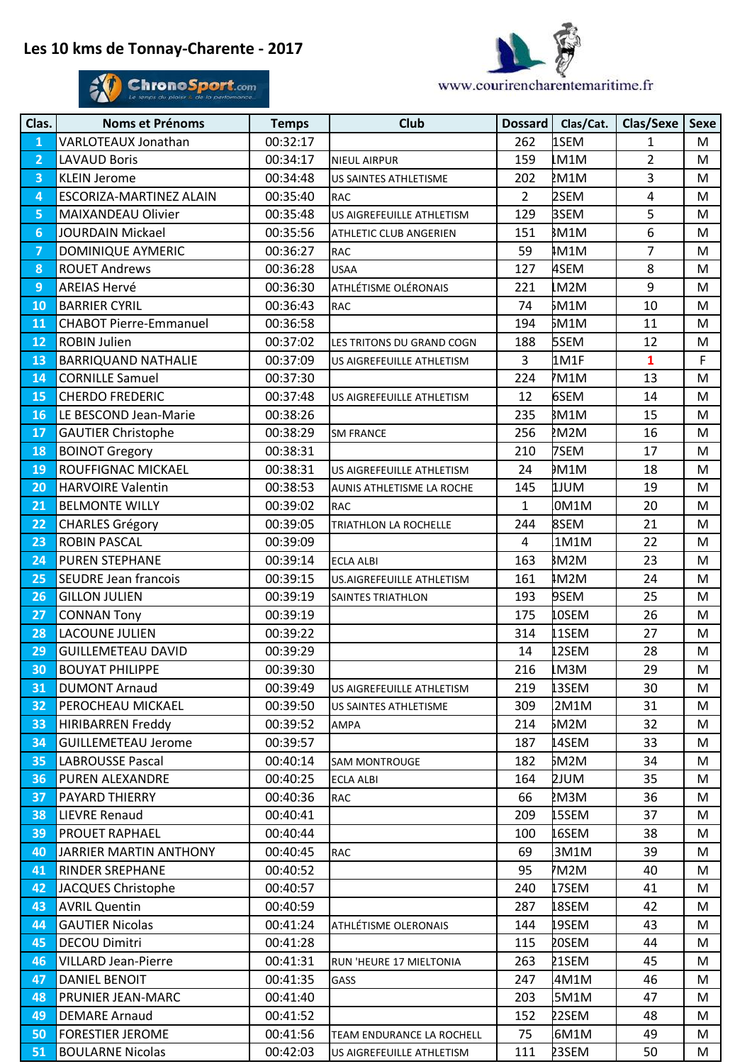# Les 10 kms de Tonnay-Charente - 2017

www.courirencharentemaritime.fr

| Clas. | Noms et Prénoms | Temps | Club | Dossard | Clas/Cat. | Clas/Sexe | Sexe |
|---|---|---|---|---|---|---|---|
| 1 | VARLOTEAUX Jonathan | 00:32:17 | | 262 | 1SEM | 1 | M |
| 2 | LAVAUD Boris | 00:34:17 | NIEUL AIRPUR | 159 | 1M1M | 2 | M |
| 3 | KLEIN Jerome | 00:34:48 | US SAINTES ATHLETISME | 202 | 2M1M | 3 | M |
| 4 | ESCORIZA-MARTINEZ ALAIN | 00:35:40 | RAC | 2 | 2SEM | 4 | M |
| 5 | MAIXANDEAU Olivier | 00:35:48 | US AIGREFEUILLE ATHLETISM | 129 | 3SEM | 5 | M |
| 6 | JOURDAIN Mickael | 00:35:56 | ATHLETIC CLUB ANGERIEN | 151 | 3M1M | 6 | M |
| 7 | DOMINIQUE AYMERIC | 00:36:27 | RAC | 59 | 4M1M | 7 | M |
| 8 | ROUET Andrews | 00:36:28 | USAA | 127 | 4SEM | 8 | M |
| 9 | AREIAS Hervé | 00:36:30 | ATHLÉTISME OLÉRONAIS | 221 | 1M2M | 9 | M |
| 10 | BARRIER CYRIL | 00:36:43 | RAC | 74 | 5M1M | 10 | M |
| 11 | CHABOT Pierre-Emmanuel | 00:36:58 | | 194 | 6M1M | 11 | M |
| 12 | ROBIN Julien | 00:37:02 | LES TRITONS DU GRAND COGN | 188 | 5SEM | 12 | M |
| 13 | BARRIQUAND NATHALIE | 00:37:09 | US AIGREFEUILLE ATHLETISM | 3 | 1M1F | 1 | F |
| 14 | CORNILLE Samuel | 00:37:30 | | 224 | 7M1M | 13 | M |
| 15 | CHERDO FREDERIC | 00:37:48 | US AIGREFEUILLE ATHLETISM | 12 | 6SEM | 14 | M |
| 16 | LE BESCOND Jean-Marie | 00:38:26 | | 235 | 8M1M | 15 | M |
| 17 | GAUTIER Christophe | 00:38:29 | SM FRANCE | 256 | 2M2M | 16 | M |
| 18 | BOINOT Gregory | 00:38:31 | | 210 | 7SEM | 17 | M |
| 19 | ROUFFIGNAC MICKAEL | 00:38:31 | US AIGREFEUILLE ATHLETISM | 24 | 9M1M | 18 | M |
| 20 | HARVOIRE Valentin | 00:38:53 | AUNIS ATHLETISME LA ROCHE | 145 | 1JUM | 19 | M |
| 21 | BELMONTE WILLY | 00:39:02 | RAC | 1 | 10M1M | 20 | M |
| 22 | CHARLES Grégory | 00:39:05 | TRIATHLON LA ROCHELLE | 244 | 8SEM | 21 | M |
| 23 | ROBIN PASCAL | 00:39:09 | | 4 | 11M1M | 22 | M |
| 24 | PUREN STEPHANE | 00:39:14 | ECLA ALBI | 163 | 3M2M | 23 | M |
| 25 | SEUDRE Jean francois | 00:39:15 | US.AIGREFEUILLE ATHLETISM | 161 | 4M2M | 24 | M |
| 26 | GILLON JULIEN | 00:39:19 | SAINTES TRIATHLON | 193 | 9SEM | 25 | M |
| 27 | CONNAN Tony | 00:39:19 | | 175 | 10SEM | 26 | M |
| 28 | LACOUNE JULIEN | 00:39:22 | | 314 | 11SEM | 27 | M |
| 29 | GUILLEMETEAU DAVID | 00:39:29 | | 14 | 12SEM | 28 | M |
| 30 | BOUYAT PHILIPPE | 00:39:30 | | 216 | 1M3M | 29 | M |
| 31 | DUMONT Arnaud | 00:39:49 | US AIGREFEUILLE ATHLETISM | 219 | 13SEM | 30 | M |
| 32 | PEROCHEAU MICKAEL | 00:39:50 | US SAINTES ATHLETISME | 309 | 12M1M | 31 | M |
| 33 | HIRIBARREN Freddy | 00:39:52 | AMPA | 214 | 5M2M | 32 | M |
| 34 | GUILLEMETEAU Jerome | 00:39:57 | | 187 | 14SEM | 33 | M |
| 35 | LABROUSSE Pascal | 00:40:14 | SAM MONTROUGE | 182 | 6M2M | 34 | M |
| 36 | PUREN ALEXANDRE | 00:40:25 | ECLA ALBI | 164 | 2JUM | 35 | M |
| 37 | PAYARD THIERRY | 00:40:36 | RAC | 66 | 2M3M | 36 | M |
| 38 | LIEVRE Renaud | 00:40:41 | | 209 | 15SEM | 37 | M |
| 39 | PROUET RAPHAEL | 00:40:44 | | 100 | 16SEM | 38 | M |
| 40 | JARRIER MARTIN ANTHONY | 00:40:45 | RAC | 69 | 13M1M | 39 | M |
| 41 | RINDER SREPHANE | 00:40:52 | | 95 | 7M2M | 40 | M |
| 42 | JACQUES Christophe | 00:40:57 | | 240 | 17SEM | 41 | M |
| 43 | AVRIL Quentin | 00:40:59 | | 287 | 18SEM | 42 | M |
| 44 | GAUTIER Nicolas | 00:41:24 | ATHLÉTISME OLERONAIS | 144 | 19SEM | 43 | M |
| 45 | DECOU Dimitri | 00:41:28 | | 115 | 20SEM | 44 | M |
| 46 | VILLARD Jean-Pierre | 00:41:31 | RUN 'HEURE 17 MIELTONIA | 263 | 21SEM | 45 | M |
| 47 | DANIEL BENOIT | 00:41:35 | GASS | 247 | 14M1M | 46 | M |
| 48 | PRUNIER JEAN-MARC | 00:41:40 | | 203 | 15M1M | 47 | M |
| 49 | DEMARE Arnaud | 00:41:52 | | 152 | 22SEM | 48 | M |
| 50 | FORESTIER JEROME | 00:41:56 | TEAM ENDURANCE LA ROCHELL | 75 | 16M1M | 49 | M |
| 51 | BOULARNE Nicolas | 00:42:03 | US AIGREFEUILLE ATHLETISM | 111 | 23SEM | 50 | M |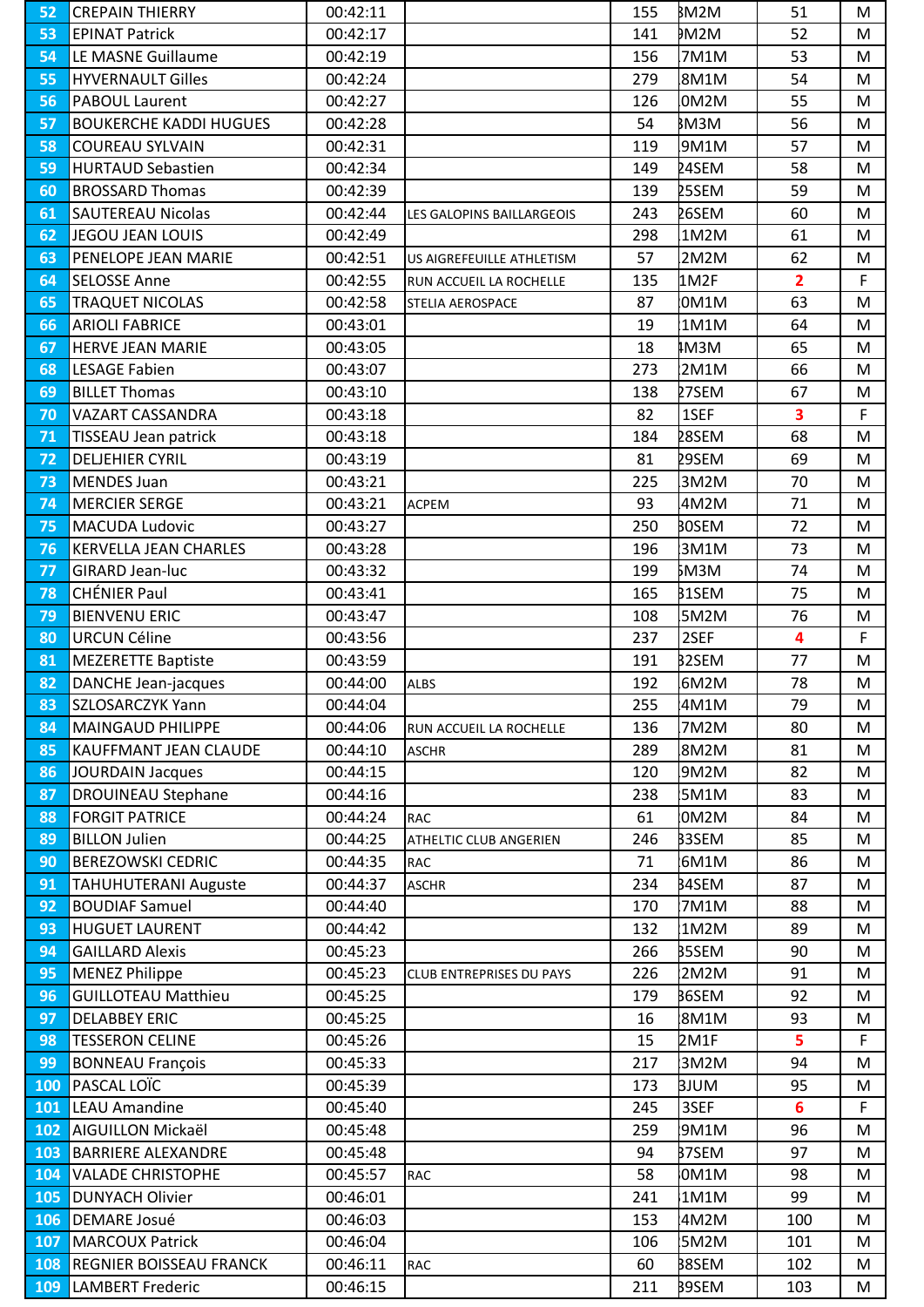| | | | | | | | |
|---|---|---|---|---|---|---|---|
| 52 | CREPAIN THIERRY | 00:42:11 | | 155 | 3M2M | 51 | M |
| 53 | EPINAT Patrick | 00:42:17 | | 141 | 9M2M | 52 | M |
| 54 | LE MASNE Guillaume | 00:42:19 | | 156 | 7M1M | 53 | M |
| 55 | HYVERNAULT Gilles | 00:42:24 | | 279 | 8M1M | 54 | M |
| 56 | PABOUL Laurent | 00:42:27 | | 126 | 0M2M | 55 | M |
| 57 | BOUKERCHE KADDI HUGUES | 00:42:28 | | 54 | 3M3M | 56 | M |
| 58 | COUREAU SYLVAIN | 00:42:31 | | 119 | 9M1M | 57 | M |
| 59 | HURTAUD Sebastien | 00:42:34 | | 149 | 24SEM | 58 | M |
| 60 | BROSSARD Thomas | 00:42:39 | | 139 | 25SEM | 59 | M |
| 61 | SAUTEREAU Nicolas | 00:42:44 | LES GALOPINS BAILLARGEOIS | 243 | 26SEM | 60 | M |
| 62 | JEGOU JEAN LOUIS | 00:42:49 | | 298 | 1M2M | 61 | M |
| 63 | PENELOPE JEAN MARIE | 00:42:51 | US AIGREFEUILLE ATHLETISM | 57 | 2M2M | 62 | M |
| 64 | SELOSSE Anne | 00:42:55 | RUN ACCUEIL LA ROCHELLE | 135 | 1M2F | 2 | F |
| 65 | TRAQUET NICOLAS | 00:42:58 | STELIA AEROSPACE | 87 | 0M1M | 63 | M |
| 66 | ARIOLI FABRICE | 00:43:01 | | 19 | 1M1M | 64 | M |
| 67 | HERVE JEAN MARIE | 00:43:05 | | 18 | 4M3M | 65 | M |
| 68 | LESAGE Fabien | 00:43:07 | | 273 | 2M1M | 66 | M |
| 69 | BILLET Thomas | 00:43:10 | | 138 | 27SEM | 67 | M |
| 70 | VAZART CASSANDRA | 00:43:18 | | 82 | 1SEF | 3 | F |
| 71 | TISSEAU Jean patrick | 00:43:18 | | 184 | 28SEM | 68 | M |
| 72 | DELJEHIER CYRIL | 00:43:19 | | 81 | 29SEM | 69 | M |
| 73 | MENDES Juan | 00:43:21 | | 225 | 3M2M | 70 | M |
| 74 | MERCIER SERGE | 00:43:21 | ACPEM | 93 | 4M2M | 71 | M |
| 75 | MACUDA Ludovic | 00:43:27 | | 250 | 30SEM | 72 | M |
| 76 | KERVELLA JEAN CHARLES | 00:43:28 | | 196 | 3M1M | 73 | M |
| 77 | GIRARD Jean-luc | 00:43:32 | | 199 | 5M3M | 74 | M |
| 78 | CHÉNIER Paul | 00:43:41 | | 165 | 31SEM | 75 | M |
| 79 | BIENVENU ERIC | 00:43:47 | | 108 | 5M2M | 76 | M |
| 80 | URCUN Céline | 00:43:56 | | 237 | 2SEF | 4 | F |
| 81 | MEZERETTE Baptiste | 00:43:59 | | 191 | 32SEM | 77 | M |
| 82 | DANCHE Jean-jacques | 00:44:00 | ALBS | 192 | 6M2M | 78 | M |
| 83 | SZLOSARCZYK Yann | 00:44:04 | | 255 | 4M1M | 79 | M |
| 84 | MAINGAUD PHILIPPE | 00:44:06 | RUN ACCUEIL LA ROCHELLE | 136 | 7M2M | 80 | M |
| 85 | KAUFFMANT JEAN CLAUDE | 00:44:10 | ASCHR | 289 | 8M2M | 81 | M |
| 86 | JOURDAIN Jacques | 00:44:15 | | 120 | 9M2M | 82 | M |
| 87 | DROUINEAU Stephane | 00:44:16 | | 238 | 5M1M | 83 | M |
| 88 | FORGIT PATRICE | 00:44:24 | RAC | 61 | 0M2M | 84 | M |
| 89 | BILLON Julien | 00:44:25 | ATHLETIC CLUB ANGERIEN | 246 | 33SEM | 85 | M |
| 90 | BEREZOWSKI CEDRIC | 00:44:35 | RAC | 71 | 6M1M | 86 | M |
| 91 | TAHUHUTERANI Auguste | 00:44:37 | ASCHR | 234 | 34SEM | 87 | M |
| 92 | BOUDIAF Samuel | 00:44:40 | | 170 | 7M1M | 88 | M |
| 93 | HUGUET LAURENT | 00:44:42 | | 132 | 1M2M | 89 | M |
| 94 | GAILLARD Alexis | 00:45:23 | | 266 | 35SEM | 90 | M |
| 95 | MENEZ Philippe | 00:45:23 | CLUB ENTREPRISES DU PAYS | 226 | 2M2M | 91 | M |
| 96 | GUILLOTEAU Matthieu | 00:45:25 | | 179 | 36SEM | 92 | M |
| 97 | DELABBEY ERIC | 00:45:25 | | 16 | 8M1M | 93 | M |
| 98 | TESSERON CELINE | 00:45:26 | | 15 | 2M1F | 5 | F |
| 99 | BONNEAU François | 00:45:33 | | 217 | 3M2M | 94 | M |
| 100 | PASCAL LOÏC | 00:45:39 | | 173 | 3JUM | 95 | M |
| 101 | LEAU Amandine | 00:45:40 | | 245 | 3SEF | 6 | F |
| 102 | AIGUILLON Mickaël | 00:45:48 | | 259 | 9M1M | 96 | M |
| 103 | BARRIERE ALEXANDRE | 00:45:48 | | 94 | 37SEM | 97 | M |
| 104 | VALADE CHRISTOPHE | 00:45:57 | RAC | 58 | 0M1M | 98 | M |
| 105 | DUNYACH Olivier | 00:46:01 | | 241 | 1M1M | 99 | M |
| 106 | DEMARE Josué | 00:46:03 | | 153 | 4M2M | 100 | M |
| 107 | MARCOUX Patrick | 00:46:04 | | 106 | 5M2M | 101 | M |
| 108 | REGNIER BOISSEAU FRANCK | 00:46:11 | RAC | 60 | 38SEM | 102 | M |
| 109 | LAMBERT Frederic | 00:46:15 | | 211 | 39SEM | 103 | M |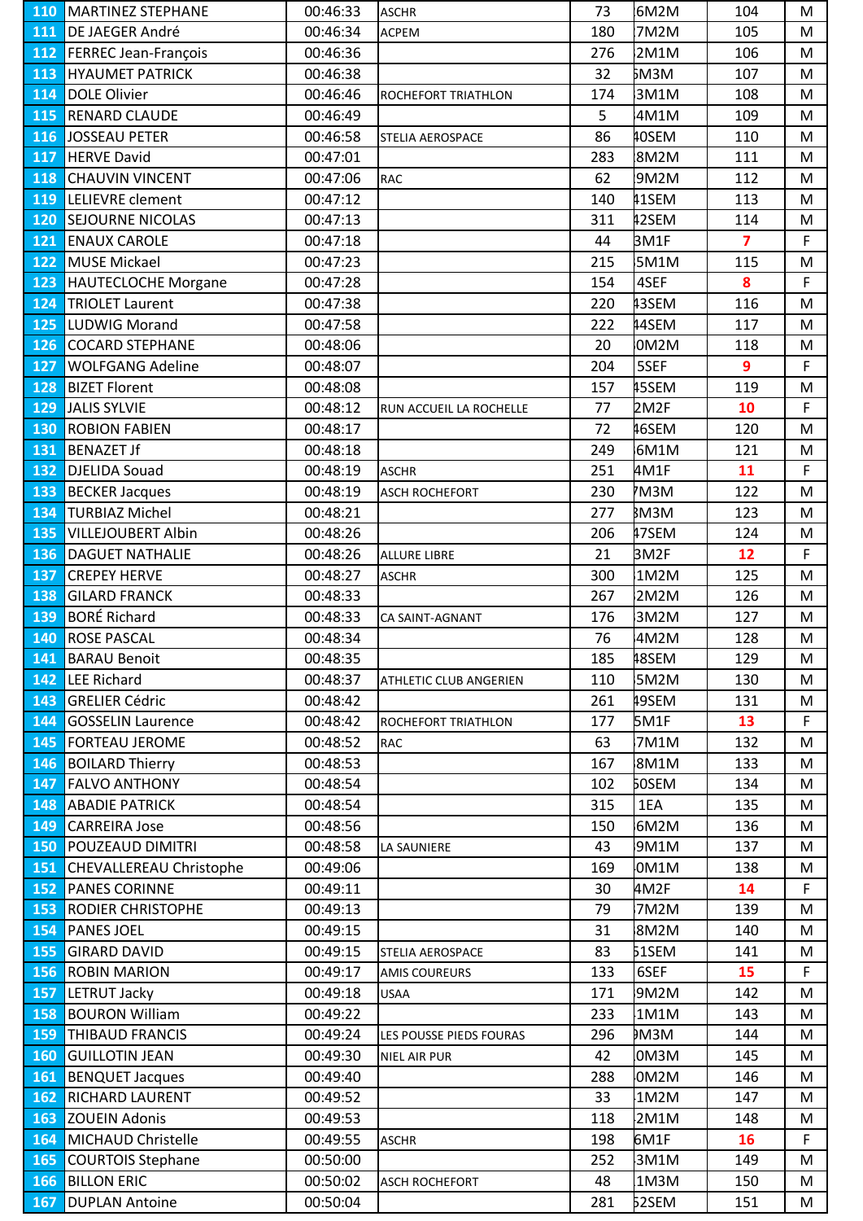| 110 | MARTINEZ STEPHANE | 00:46:33 | ASCHR | 73 | 6M2M | 104 | M |
|---|---|---|---|---|---|---|---|
| 111 | DE JAEGER André | 00:46:34 | ACPEM | 180 | 7M2M | 105 | M |
| 112 | FERREC Jean-François | 00:46:36 | | 276 | 2M1M | 106 | M |
| 113 | HYAUMET PATRICK | 00:46:38 | | 32 | 5M3M | 107 | M |
| 114 | DOLE Olivier | 00:46:46 | ROCHEFORT TRIATHLON | 174 | 3M1M | 108 | M |
| 115 | RENARD CLAUDE | 00:46:49 | | 5 | 4M1M | 109 | M |
| 116 | JOSSEAU PETER | 00:46:58 | STELIA AEROSPACE | 86 | 40SEM | 110 | M |
| 117 | HERVE David | 00:47:01 | | 283 | 8M2M | 111 | M |
| 118 | CHAUVIN VINCENT | 00:47:06 | RAC | 62 | 9M2M | 112 | M |
| 119 | LELIEVRE clement | 00:47:12 | | 140 | 41SEM | 113 | M |
| 120 | SEJOURNE NICOLAS | 00:47:13 | | 311 | 42SEM | 114 | M |
| 121 | ENAUX CAROLE | 00:47:18 | | 44 | 3M1F | 7 | F |
| 122 | MUSE Mickael | 00:47:23 | | 215 | 5M1M | 115 | M |
| 123 | HAUTECLOCHE Morgane | 00:47:28 | | 154 | 4SEF | 8 | F |
| 124 | TRIOLET Laurent | 00:47:38 | | 220 | 43SEM | 116 | M |
| 125 | LUDWIG Morand | 00:47:58 | | 222 | 44SEM | 117 | M |
| 126 | COCARD STEPHANE | 00:48:06 | | 20 | 0M2M | 118 | M |
| 127 | WOLFGANG Adeline | 00:48:07 | | 204 | 5SEF | 9 | F |
| 128 | BIZET Florent | 00:48:08 | | 157 | 45SEM | 119 | M |
| 129 | JALIS SYLVIE | 00:48:12 | RUN ACCUEIL LA ROCHELLE | 77 | 2M2F | 10 | F |
| 130 | ROBION FABIEN | 00:48:17 | | 72 | 46SEM | 120 | M |
| 131 | BENAZET Jf | 00:48:18 | | 249 | 6M1M | 121 | M |
| 132 | DJELIDA Souad | 00:48:19 | ASCHR | 251 | 4M1F | 11 | F |
| 133 | BECKER Jacques | 00:48:19 | ASCH ROCHEFORT | 230 | 7M3M | 122 | M |
| 134 | TURBIAZ Michel | 00:48:21 | | 277 | 8M3M | 123 | M |
| 135 | VILLEJOUBERT Albin | 00:48:26 | | 206 | 47SEM | 124 | M |
| 136 | DAGUET NATHALIE | 00:48:26 | ALLURE LIBRE | 21 | 3M2F | 12 | F |
| 137 | CREPEY HERVE | 00:48:27 | ASCHR | 300 | 1M2M | 125 | M |
| 138 | GILARD FRANCK | 00:48:33 | | 267 | 2M2M | 126 | M |
| 139 | BORÉ Richard | 00:48:33 | CA SAINT-AGNANT | 176 | 3M2M | 127 | M |
| 140 | ROSE PASCAL | 00:48:34 | | 76 | 4M2M | 128 | M |
| 141 | BARAU Benoit | 00:48:35 | | 185 | 48SEM | 129 | M |
| 142 | LEE Richard | 00:48:37 | ATHLETIC CLUB ANGERIEN | 110 | 5M2M | 130 | M |
| 143 | GRELIER Cédric | 00:48:42 | | 261 | 49SEM | 131 | M |
| 144 | GOSSELIN Laurence | 00:48:42 | ROCHEFORT TRIATHLON | 177 | 5M1F | 13 | F |
| 145 | FORTEAU JEROME | 00:48:52 | RAC | 63 | 7M1M | 132 | M |
| 146 | BOILARD Thierry | 00:48:53 | | 167 | 8M1M | 133 | M |
| 147 | FALVO ANTHONY | 00:48:54 | | 102 | 50SEM | 134 | M |
| 148 | ABADIE PATRICK | 00:48:54 | | 315 | 1EA | 135 | M |
| 149 | CARREIRA Jose | 00:48:56 | | 150 | 6M2M | 136 | M |
| 150 | POUZEAUD DIMITRI | 00:48:58 | LA SAUNIERE | 43 | 9M1M | 137 | M |
| 151 | CHEVALLEREAU Christophe | 00:49:06 | | 169 | 0M1M | 138 | M |
| 152 | PANES CORINNE | 00:49:11 | | 30 | 4M2F | 14 | F |
| 153 | RODIER CHRISTOPHE | 00:49:13 | | 79 | 7M2M | 139 | M |
| 154 | PANES JOEL | 00:49:15 | | 31 | 8M2M | 140 | M |
| 155 | GIRARD DAVID | 00:49:15 | STELIA AEROSPACE | 83 | 51SEM | 141 | M |
| 156 | ROBIN MARION | 00:49:17 | AMIS COUREURS | 133 | 6SEF | 15 | F |
| 157 | LETRUT Jacky | 00:49:18 | USAA | 171 | 9M2M | 142 | M |
| 158 | BOURON William | 00:49:22 | | 233 | 1M1M | 143 | M |
| 159 | THIBAUD FRANCIS | 00:49:24 | LES POUSSE PIEDS FOURAS | 296 | 9M3M | 144 | M |
| 160 | GUILLOTIN JEAN | 00:49:30 | NIEL AIR PUR | 42 | 0M3M | 145 | M |
| 161 | BENQUET Jacques | 00:49:40 | | 288 | 0M2M | 146 | M |
| 162 | RICHARD LAURENT | 00:49:52 | | 33 | 1M2M | 147 | M |
| 163 | ZOUEIN Adonis | 00:49:53 | | 118 | 2M1M | 148 | M |
| 164 | MICHAUD Christelle | 00:49:55 | ASCHR | 198 | 6M1F | 16 | F |
| 165 | COURTOIS Stephane | 00:50:00 | | 252 | 3M1M | 149 | M |
| 166 | BILLON ERIC | 00:50:02 | ASCH ROCHEFORT | 48 | 1M3M | 150 | M |
| 167 | DUPLAN Antoine | 00:50:04 | | 281 | 52SEM | 151 | M |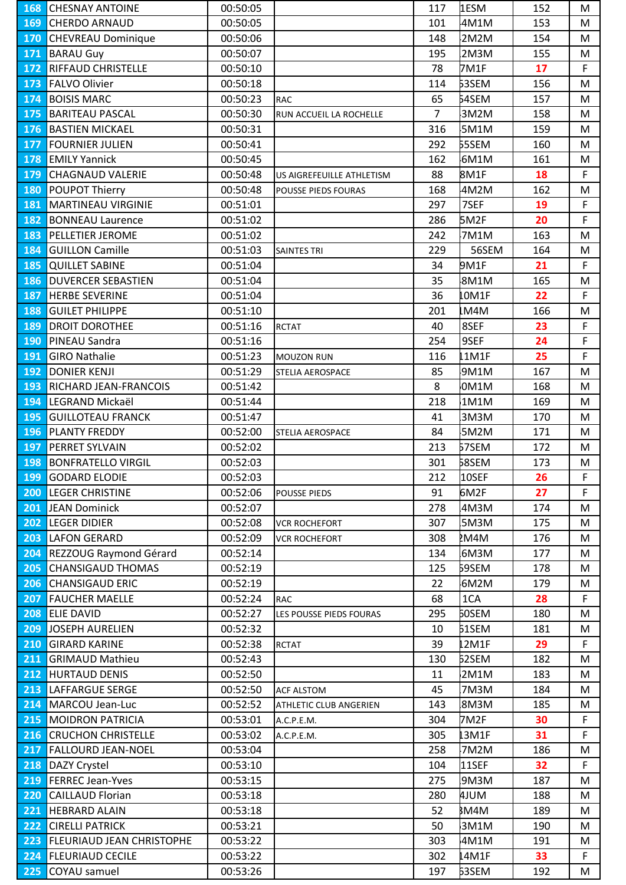| | | | | | | | |
|---|---|---|---|---|---|---|---|
| 168 | CHESNAY ANTOINE | 00:50:05 | | 117 | 1ESM | 152 | M |
| 169 | CHERDO ARNAUD | 00:50:05 | | 101 | 4M1M | 153 | M |
| 170 | CHEVREAU Dominique | 00:50:06 | | 148 | 2M2M | 154 | M |
| 171 | BARAU Guy | 00:50:07 | | 195 | 2M3M | 155 | M |
| 172 | RIFFAUD CHRISTELLE | 00:50:10 | | 78 | 7M1F | 17 | F |
| 173 | FALVO Olivier | 00:50:18 | | 114 | 53SEM | 156 | M |
| 174 | BOISIS MARC | 00:50:23 | RAC | 65 | 54SEM | 157 | M |
| 175 | BARITEAU PASCAL | 00:50:30 | RUN ACCUEIL LA ROCHELLE | 7 | 3M2M | 158 | M |
| 176 | BASTIEN MICKAEL | 00:50:31 | | 316 | 5M1M | 159 | M |
| 177 | FOURNIER JULIEN | 00:50:41 | | 292 | 55SEM | 160 | M |
| 178 | EMILY Yannick | 00:50:45 | | 162 | 6M1M | 161 | M |
| 179 | CHAGNAUD VALERIE | 00:50:48 | US AIGREFEUILLE ATHLETISM | 88 | 8M1F | 18 | F |
| 180 | POUPOT Thierry | 00:50:48 | POUSSE PIEDS FOURAS | 168 | 4M2M | 162 | M |
| 181 | MARTINEAU VIRGINIE | 00:51:01 | | 297 | 7SEF | 19 | F |
| 182 | BONNEAU Laurence | 00:51:02 | | 286 | 5M2F | 20 | F |
| 183 | PELLETIER JEROME | 00:51:02 | | 242 | 7M1M | 163 | M |
| 184 | GUILLON Camille | 00:51:03 | SAINTES TRI | 229 | 56SEM | 164 | M |
| 185 | QUILLET SABINE | 00:51:04 | | 34 | 9M1F | 21 | F |
| 186 | DUVERCER SEBASTIEN | 00:51:04 | | 35 | 8M1M | 165 | M |
| 187 | HERBE SEVERINE | 00:51:04 | | 36 | 10M1F | 22 | F |
| 188 | GUILET PHILIPPE | 00:51:10 | | 201 | 1M4M | 166 | M |
| 189 | DROIT DOROTHEE | 00:51:16 | RCTAT | 40 | 8SEF | 23 | F |
| 190 | PINEAU Sandra | 00:51:16 | | 254 | 9SEF | 24 | F |
| 191 | GIRO Nathalie | 00:51:23 | MOUZON RUN | 116 | 11M1F | 25 | F |
| 192 | DONIER KENJI | 00:51:29 | STELIA AEROSPACE | 85 | 9M1M | 167 | M |
| 193 | RICHARD JEAN-FRANCOIS | 00:51:42 | | 8 | 0M1M | 168 | M |
| 194 | LEGRAND Mickaël | 00:51:44 | | 218 | 1M1M | 169 | M |
| 195 | GUILLOTEAU FRANCK | 00:51:47 | | 41 | 3M3M | 170 | M |
| 196 | PLANTY FREDDY | 00:52:00 | STELIA AEROSPACE | 84 | 5M2M | 171 | M |
| 197 | PERRET SYLVAIN | 00:52:02 | | 213 | 57SEM | 172 | M |
| 198 | BONFRATELLO VIRGIL | 00:52:03 | | 301 | 58SEM | 173 | M |
| 199 | GODARD ELODIE | 00:52:03 | | 212 | 10SEF | 26 | F |
| 200 | LEGER CHRISTINE | 00:52:06 | POUSSE PIEDS | 91 | 6M2F | 27 | F |
| 201 | JEAN Dominick | 00:52:07 | | 278 | 4M3M | 174 | M |
| 202 | LEGER DIDIER | 00:52:08 | VCR ROCHEFORT | 307 | 5M3M | 175 | M |
| 203 | LAFON GERARD | 00:52:09 | VCR ROCHEFORT | 308 | 2M4M | 176 | M |
| 204 | REZZOUG Raymond Gérard | 00:52:14 | | 134 | 6M3M | 177 | M |
| 205 | CHANSIGAUD THOMAS | 00:52:19 | | 125 | 59SEM | 178 | M |
| 206 | CHANSIGAUD ERIC | 00:52:19 | | 22 | 6M2M | 179 | M |
| 207 | FAUCHER MAELLE | 00:52:24 | RAC | 68 | 1CA | 28 | F |
| 208 | ELIE DAVID | 00:52:27 | LES POUSSE PIEDS FOURAS | 295 | 60SEM | 180 | M |
| 209 | JOSEPH AURELIEN | 00:52:32 | | 10 | 61SEM | 181 | M |
| 210 | GIRARD KARINE | 00:52:38 | RCTAT | 39 | 12M1F | 29 | F |
| 211 | GRIMAUD Mathieu | 00:52:43 | | 130 | 62SEM | 182 | M |
| 212 | HURTAUD DENIS | 00:52:50 | | 11 | 2M1M | 183 | M |
| 213 | LAFFARGUE SERGE | 00:52:50 | ACF ALSTOM | 45 | 7M3M | 184 | M |
| 214 | MARCOU Jean-Luc | 00:52:52 | ATHLETIC CLUB ANGERIEN | 143 | 8M3M | 185 | M |
| 215 | MOIDRON PATRICIA | 00:53:01 | A.C.P.E.M. | 304 | 7M2F | 30 | F |
| 216 | CRUCHON CHRISTELLE | 00:53:02 | A.C.P.E.M. | 305 | 13M1F | 31 | F |
| 217 | FALLOURD JEAN-NOEL | 00:53:04 | | 258 | 7M2M | 186 | M |
| 218 | DAZY Crystel | 00:53:10 | | 104 | 11SEF | 32 | F |
| 219 | FERREC Jean-Yves | 00:53:15 | | 275 | 9M3M | 187 | M |
| 220 | CAILLAUD Florian | 00:53:18 | | 280 | 4JUM | 188 | M |
| 221 | HEBRARD ALAIN | 00:53:18 | | 52 | 3M4M | 189 | M |
| 222 | CIRELLI PATRICK | 00:53:21 | | 50 | 3M1M | 190 | M |
| 223 | FLEURIAUD JEAN CHRISTOPHE | 00:53:22 | | 303 | 4M1M | 191 | M |
| 224 | FLEURIAUD CECILE | 00:53:22 | | 302 | 14M1F | 33 | F |
| 225 | COYAU samuel | 00:53:26 | | 197 | 63SEM | 192 | M |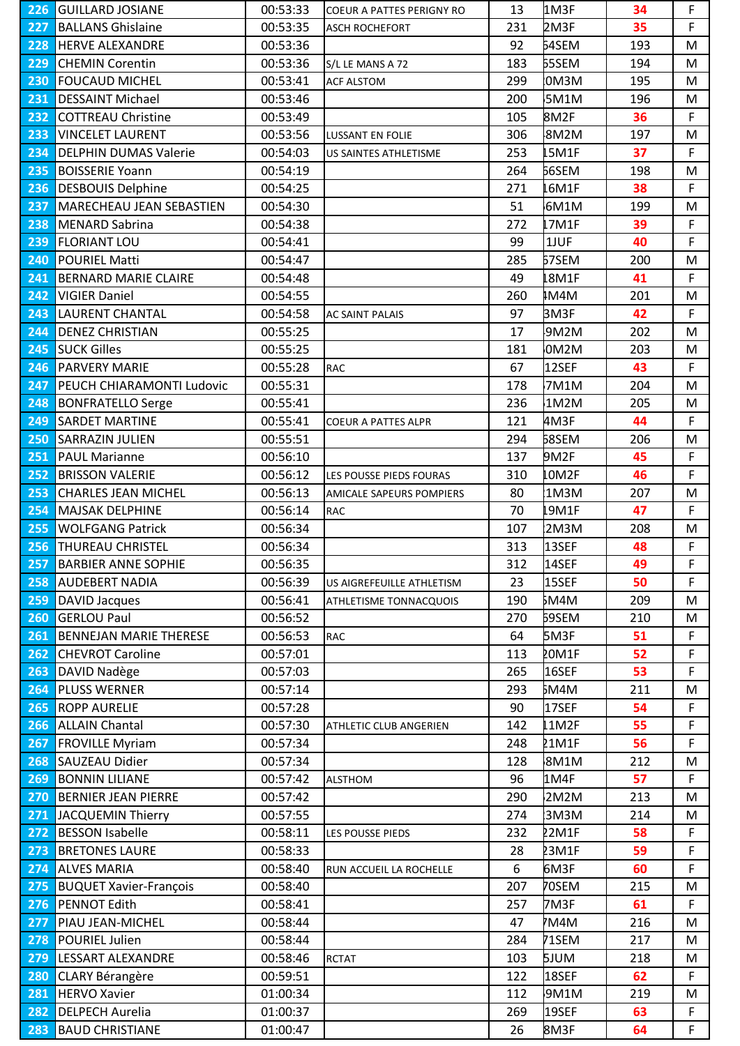| 226 | GUILLARD JOSIANE | 00:53:33 | COEUR A PATTES PERIGNY RO | 13 | 1M3F | 34 | F |
|---|---|---|---|---|---|---|---|
| 227 | BALLANS Ghislaine | 00:53:35 | ASCH ROCHEFORT | 231 | 2M3F | 35 | F |
| 228 | HERVE ALEXANDRE | 00:53:36 | | 92 | 64SEM | 193 | M |
| 229 | CHEMIN Corentin | 00:53:36 | S/L LE MANS A 72 | 183 | 65SEM | 194 | M |
| 230 | FOUCAUD MICHEL | 00:53:41 | ACF ALSTOM | 299 | 10M3M | 195 | M |
| 231 | DESSAINT Michael | 00:53:46 | | 200 | 15M1M | 196 | M |
| 232 | COTTREAU Christine | 00:53:49 | | 105 | 8M2F | 36 | F |
| 233 | VINCELET LAURENT | 00:53:56 | LUSSANT EN FOLIE | 306 | 18M2M | 197 | M |
| 234 | DELPHIN DUMAS Valerie | 00:54:03 | US SAINTES ATHLETISME | 253 | 15M1F | 37 | F |
| 235 | BOISSERIE Yoann | 00:54:19 | | 264 | 66SEM | 198 | M |
| 236 | DESBOUIS Delphine | 00:54:25 | | 271 | 16M1F | 38 | F |
| 237 | MARECHEAU JEAN SEBASTIEN | 00:54:30 | | 51 | 16M1M | 199 | M |
| 238 | MENARD Sabrina | 00:54:38 | | 272 | 17M1F | 39 | F |
| 239 | FLORIANT LOU | 00:54:41 | | 99 | 1JUF | 40 | F |
| 240 | POURIEL Matti | 00:54:47 | | 285 | 67SEM | 200 | M |
| 241 | BERNARD MARIE CLAIRE | 00:54:48 | | 49 | 18M1F | 41 | F |
| 242 | VIGIER Daniel | 00:54:55 | | 260 | 4M4M | 201 | M |
| 243 | LAURENT CHANTAL | 00:54:58 | AC SAINT PALAIS | 97 | 3M3F | 42 | F |
| 244 | DENEZ CHRISTIAN | 00:55:25 | | 17 | 19M2M | 202 | M |
| 245 | SUCK Gilles | 00:55:25 | | 181 | 20M2M | 203 | M |
| 246 | PARVERY MARIE | 00:55:28 | RAC | 67 | 12SEF | 43 | F |
| 247 | PEUCH CHIARAMONTI Ludovic | 00:55:31 | | 178 | 17M1M | 204 | M |
| 248 | BONFRATELLO Serge | 00:55:41 | | 236 | 21M2M | 205 | M |
| 249 | SARDET MARTINE | 00:55:41 | COEUR A PATTES ALPR | 121 | 4M3F | 44 | F |
| 250 | SARRAZIN JULIEN | 00:55:51 | | 294 | 68SEM | 206 | M |
| 251 | PAUL Marianne | 00:56:10 | | 137 | 9M2F | 45 | F |
| 252 | BRISSON VALERIE | 00:56:12 | LES POUSSE PIEDS FOURAS | 310 | 10M2F | 46 | F |
| 253 | CHARLES JEAN MICHEL | 00:56:13 | AMICALE SAPEURS POMPIERS | 80 | 11M3M | 207 | M |
| 254 | MAJSAK DELPHINE | 00:56:14 | RAC | 70 | 19M1F | 47 | F |
| 255 | WOLFGANG Patrick | 00:56:34 | | 107 | 12M3M | 208 | M |
| 256 | THUREAU CHRISTEL | 00:56:34 | | 313 | 13SEF | 48 | F |
| 257 | BARBIER ANNE SOPHIE | 00:56:35 | | 312 | 14SEF | 49 | F |
| 258 | AUDEBERT NADIA | 00:56:39 | US AIGREFEUILLE ATHLETISM | 23 | 15SEF | 50 | F |
| 259 | DAVID Jacques | 00:56:41 | ATHLETISME TONNACQUOIS | 190 | 5M4M | 209 | M |
| 260 | GERLOU Paul | 00:56:52 | | 270 | 69SEM | 210 | M |
| 261 | BENNEJAN MARIE THERESE | 00:56:53 | RAC | 64 | 5M3F | 51 | F |
| 262 | CHEVROT Caroline | 00:57:01 | | 113 | 20M1F | 52 | F |
| 263 | DAVID Nadège | 00:57:03 | | 265 | 16SEF | 53 | F |
| 264 | PLUSS WERNER | 00:57:14 | | 293 | 6M4M | 211 | M |
| 265 | ROPP AURELIE | 00:57:28 | | 90 | 17SEF | 54 | F |
| 266 | ALLAIN Chantal | 00:57:30 | ATHLETIC CLUB ANGERIEN | 142 | 11M2F | 55 | F |
| 267 | FROVILLE Myriam | 00:57:34 | | 248 | 21M1F | 56 | F |
| 268 | SAUZEAU Didier | 00:57:34 | | 128 | 18M1M | 212 | M |
| 269 | BONNIN LILIANE | 00:57:42 | ALSTHOM | 96 | 1M4F | 57 | F |
| 270 | BERNIER JEAN PIERRE | 00:57:42 | | 290 | 22M2M | 213 | M |
| 271 | JACQUEMIN Thierry | 00:57:55 | | 274 | 13M3M | 214 | M |
| 272 | BESSON Isabelle | 00:58:11 | LES POUSSE PIEDS | 232 | 22M1F | 58 | F |
| 273 | BRETONES LAURE | 00:58:33 | | 28 | 23M1F | 59 | F |
| 274 | ALVES MARIA | 00:58:40 | RUN ACCUEIL LA ROCHELLE | 6 | 6M3F | 60 | F |
| 275 | BUQUET Xavier-François | 00:58:40 | | 207 | 70SEM | 215 | M |
| 276 | PENNOT Edith | 00:58:41 | | 257 | 7M3F | 61 | F |
| 277 | PIAU JEAN-MICHEL | 00:58:44 | | 47 | 7M4M | 216 | M |
| 278 | POURIEL Julien | 00:58:44 | | 284 | 71SEM | 217 | M |
| 279 | LESSART ALEXANDRE | 00:58:46 | RCTAT | 103 | 5JUM | 218 | M |
| 280 | CLARY Bérangère | 00:59:51 | | 122 | 18SEF | 62 | F |
| 281 | HERVO Xavier | 01:00:34 | | 112 | 19M1M | 219 | M |
| 282 | DELPECH Aurelia | 01:00:37 | | 269 | 19SEF | 63 | F |
| 283 | BAUD CHRISTIANE | 01:00:47 | | 26 | 8M3F | 64 | F |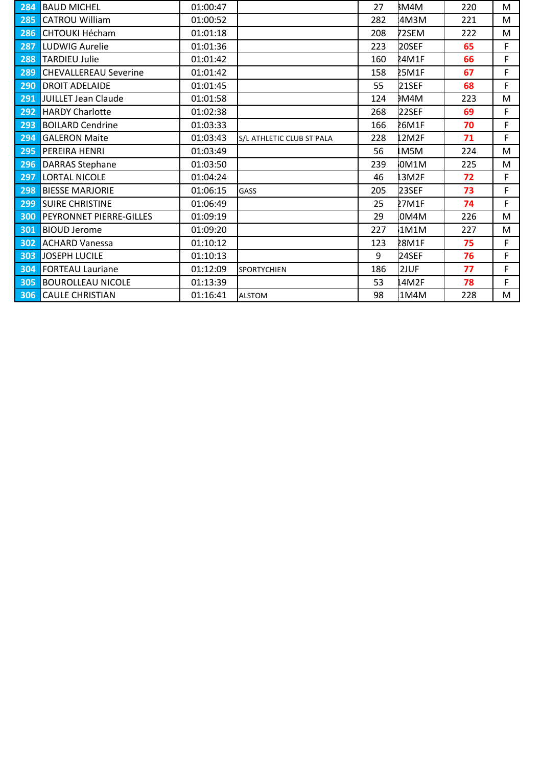| | | | | | | | |
|---|---|---|---|---|---|---|---|
| 284 | BAUD MICHEL | 01:00:47 | | 27 | 3M4M | 220 | M |
| 285 | CATROU William | 01:00:52 | | 282 | 4M3M | 221 | M |
| 286 | CHTOUKI Hécham | 01:01:18 | | 208 | 72SEM | 222 | M |
| 287 | LUDWIG Aurelie | 01:01:36 | | 223 | 20SEF | 65 | F |
| 288 | TARDIEU Julie | 01:01:42 | | 160 | 24M1F | 66 | F |
| 289 | CHEVALLEREAU Severine | 01:01:42 | | 158 | 25M1F | 67 | F |
| 290 | DROIT ADELAIDE | 01:01:45 | | 55 | 21SEF | 68 | F |
| 291 | JUILLET Jean Claude | 01:01:58 | | 124 | 9M4M | 223 | M |
| 292 | HARDY Charlotte | 01:02:38 | | 268 | 22SEF | 69 | F |
| 293 | BOILARD Cendrine | 01:03:33 | | 166 | 26M1F | 70 | F |
| 294 | GALERON Maite | 01:03:43 | S/L ATHLETIC CLUB ST PALA | 228 | 12M2F | 71 | F |
| 295 | PEREIRA HENRI | 01:03:49 | | 56 | 1M5M | 224 | M |
| 296 | DARRAS Stephane | 01:03:50 | | 239 | 0M1M | 225 | M |
| 297 | LORTAL NICOLE | 01:04:24 | | 46 | 13M2F | 72 | F |
| 298 | BIESSE MARJORIE | 01:06:15 | GASS | 205 | 23SEF | 73 | F |
| 299 | SUIRE CHRISTINE | 01:06:49 | | 25 | 27M1F | 74 | F |
| 300 | PEYRONNET PIERRE-GILLES | 01:09:19 | | 29 | 10M4M | 226 | M |
| 301 | BIOUD Jerome | 01:09:20 | | 227 | 1M1M | 227 | M |
| 302 | ACHARD Vanessa | 01:10:12 | | 123 | 28M1F | 75 | F |
| 303 | JOSEPH LUCILE | 01:10:13 | | 9 | 24SEF | 76 | F |
| 304 | FORTEAU Lauriane | 01:12:09 | SPORTYCHIEN | 186 | 2JUF | 77 | F |
| 305 | BOUROLLEAU NICOLE | 01:13:39 | | 53 | 14M2F | 78 | F |
| 306 | CAULE CHRISTIAN | 01:16:41 | ALSTOM | 98 | 1M4M | 228 | M |